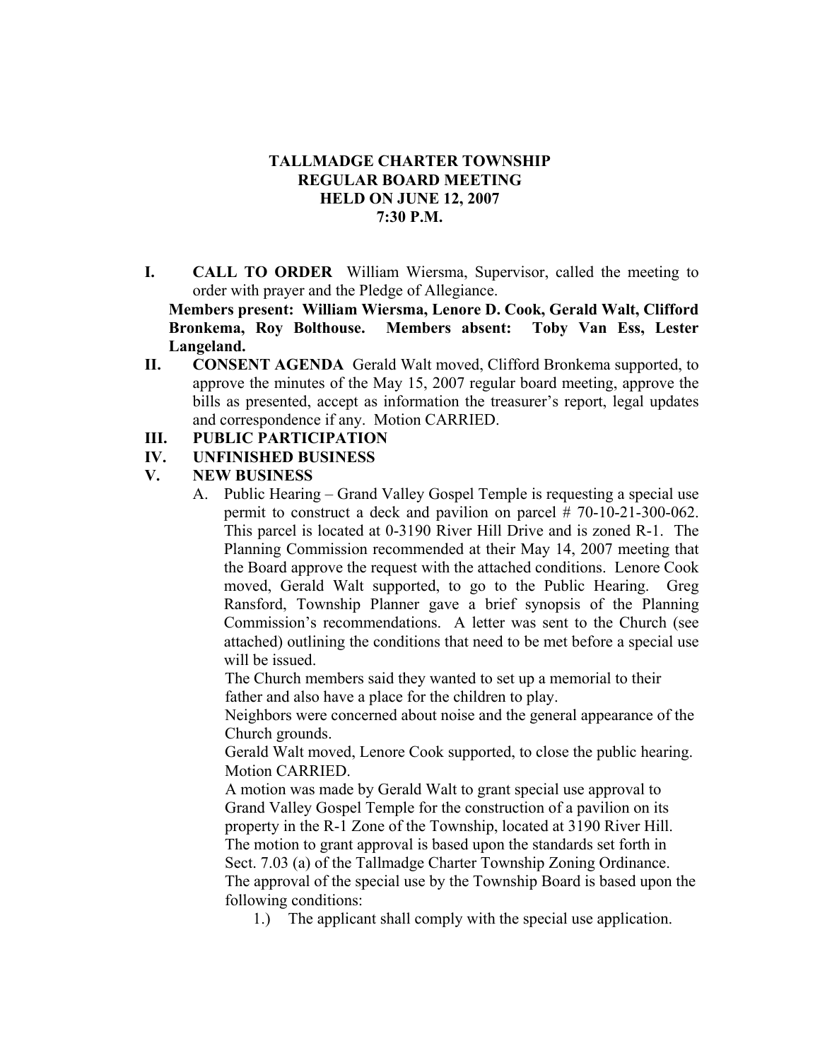# TALLMADGE CHARTER TOWNSHIP
## REGULAR BOARD MEETING
## HELD ON JUNE 12, 2007
## 7:30 P.M.

**I. CALL TO ORDER** William Wiersma, Supervisor, called the meeting to order with prayer and the Pledge of Allegiance.

**Members present: William Wiersma, Lenore D. Cook, Gerald Walt, Clifford Bronkema, Roy Bolthouse. Members absent: Toby Van Ess, Lester Langeland.**

**II. CONSENT AGENDA** Gerald Walt moved, Clifford Bronkema supported, to approve the minutes of the May 15, 2007 regular board meeting, approve the bills as presented, accept as information the treasurer's report, legal updates and correspondence if any. Motion CARRIED.

**III. PUBLIC PARTICIPATION**

**IV. UNFINISHED BUSINESS**

**V. NEW BUSINESS**

A. Public Hearing – Grand Valley Gospel Temple is requesting a special use permit to construct a deck and pavilion on parcel # 70-10-21-300-062. This parcel is located at 0-3190 River Hill Drive and is zoned R-1. The Planning Commission recommended at their May 14, 2007 meeting that the Board approve the request with the attached conditions. Lenore Cook moved, Gerald Walt supported, to go to the Public Hearing. Greg Ransford, Township Planner gave a brief synopsis of the Planning Commission's recommendations. A letter was sent to the Church (see attached) outlining the conditions that need to be met before a special use will be issued.

The Church members said they wanted to set up a memorial to their father and also have a place for the children to play.

Neighbors were concerned about noise and the general appearance of the Church grounds.

Gerald Walt moved, Lenore Cook supported, to close the public hearing. Motion CARRIED.

A motion was made by Gerald Walt to grant special use approval to Grand Valley Gospel Temple for the construction of a pavilion on its property in the R-1 Zone of the Township, located at 3190 River Hill. The motion to grant approval is based upon the standards set forth in Sect. 7.03 (a) of the Tallmadge Charter Township Zoning Ordinance. The approval of the special use by the Township Board is based upon the following conditions:

1.) The applicant shall comply with the special use application.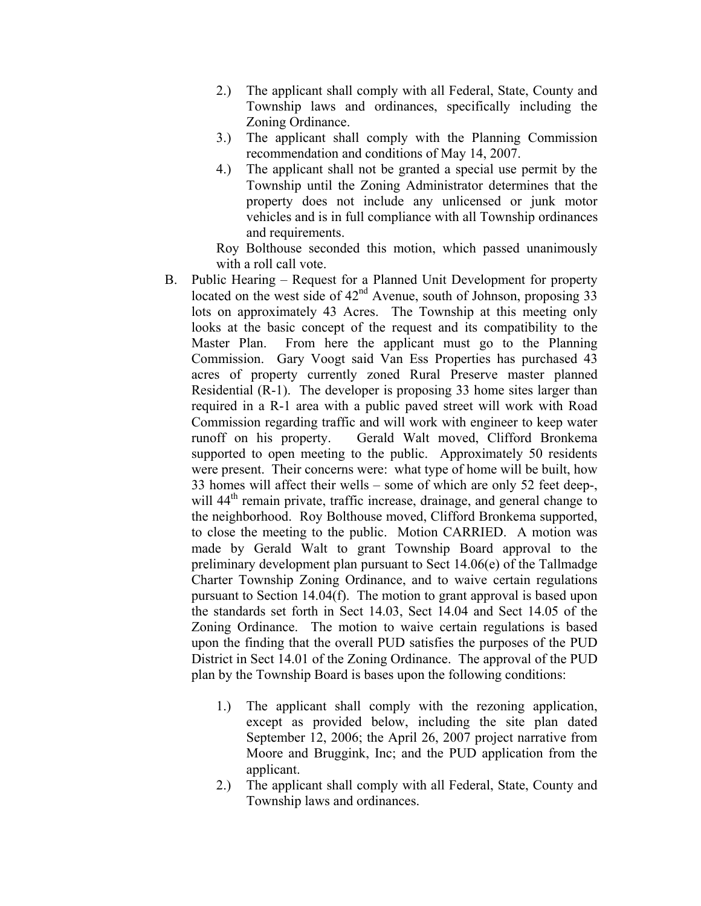2.) The applicant shall comply with all Federal, State, County and Township laws and ordinances, specifically including the Zoning Ordinance.

3.) The applicant shall comply with the Planning Commission recommendation and conditions of May 14, 2007.

4.) The applicant shall not be granted a special use permit by the Township until the Zoning Administrator determines that the property does not include any unlicensed or junk motor vehicles and is in full compliance with all Township ordinances and requirements.

Roy Bolthouse seconded this motion, which passed unanimously with a roll call vote.

B. Public Hearing – Request for a Planned Unit Development for property located on the west side of 42nd Avenue, south of Johnson, proposing 33 lots on approximately 43 Acres. The Township at this meeting only looks at the basic concept of the request and its compatibility to the Master Plan. From here the applicant must go to the Planning Commission. Gary Voogt said Van Ess Properties has purchased 43 acres of property currently zoned Rural Preserve master planned Residential (R-1). The developer is proposing 33 home sites larger than required in a R-1 area with a public paved street will work with Road Commission regarding traffic and will work with engineer to keep water runoff on his property. Gerald Walt moved, Clifford Bronkema supported to open meeting to the public. Approximately 50 residents were present. Their concerns were: what type of home will be built, how 33 homes will affect their wells – some of which are only 52 feet deep-, will 44th remain private, traffic increase, drainage, and general change to the neighborhood. Roy Bolthouse moved, Clifford Bronkema supported, to close the meeting to the public. Motion CARRIED. A motion was made by Gerald Walt to grant Township Board approval to the preliminary development plan pursuant to Sect 14.06(e) of the Tallmadge Charter Township Zoning Ordinance, and to waive certain regulations pursuant to Section 14.04(f). The motion to grant approval is based upon the standards set forth in Sect 14.03, Sect 14.04 and Sect 14.05 of the Zoning Ordinance. The motion to waive certain regulations is based upon the finding that the overall PUD satisfies the purposes of the PUD District in Sect 14.01 of the Zoning Ordinance. The approval of the PUD plan by the Township Board is bases upon the following conditions:

1.) The applicant shall comply with the rezoning application, except as provided below, including the site plan dated September 12, 2006; the April 26, 2007 project narrative from Moore and Bruggink, Inc; and the PUD application from the applicant.

2.) The applicant shall comply with all Federal, State, County and Township laws and ordinances.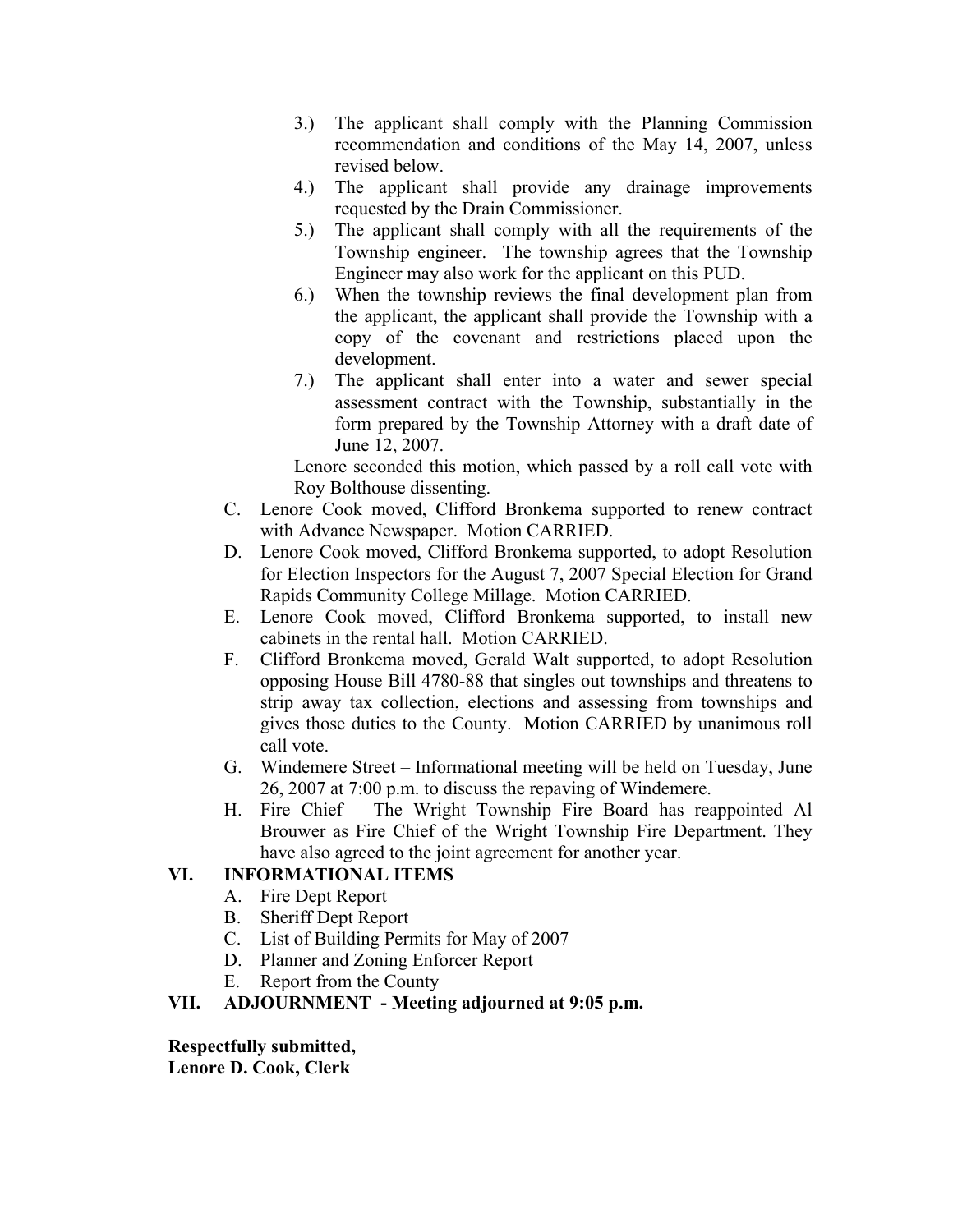3.) The applicant shall comply with the Planning Commission recommendation and conditions of the May 14, 2007, unless revised below.

4.) The applicant shall provide any drainage improvements requested by the Drain Commissioner.

5.) The applicant shall comply with all the requirements of the Township engineer. The township agrees that the Township Engineer may also work for the applicant on this PUD.

6.) When the township reviews the final development plan from the applicant, the applicant shall provide the Township with a copy of the covenant and restrictions placed upon the development.

7.) The applicant shall enter into a water and sewer special assessment contract with the Township, substantially in the form prepared by the Township Attorney with a draft date of June 12, 2007.

Lenore seconded this motion, which passed by a roll call vote with Roy Bolthouse dissenting.

C. Lenore Cook moved, Clifford Bronkema supported to renew contract with Advance Newspaper. Motion CARRIED.

D. Lenore Cook moved, Clifford Bronkema supported, to adopt Resolution for Election Inspectors for the August 7, 2007 Special Election for Grand Rapids Community College Millage. Motion CARRIED.

E. Lenore Cook moved, Clifford Bronkema supported, to install new cabinets in the rental hall. Motion CARRIED.

F. Clifford Bronkema moved, Gerald Walt supported, to adopt Resolution opposing House Bill 4780-88 that singles out townships and threatens to strip away tax collection, elections and assessing from townships and gives those duties to the County. Motion CARRIED by unanimous roll call vote.

G. Windemere Street – Informational meeting will be held on Tuesday, June 26, 2007 at 7:00 p.m. to discuss the repaving of Windemere.

H. Fire Chief – The Wright Township Fire Board has reappointed Al Brouwer as Fire Chief of the Wright Township Fire Department. They have also agreed to the joint agreement for another year.

## VI. INFORMATIONAL ITEMS

A. Fire Dept Report
B. Sheriff Dept Report
C. List of Building Permits for May of 2007
D. Planner and Zoning Enforcer Report
E. Report from the County

## VII. ADJOURNMENT - Meeting adjourned at 9:05 p.m.

**Respectfully submitted,**
**Lenore D. Cook, Clerk**